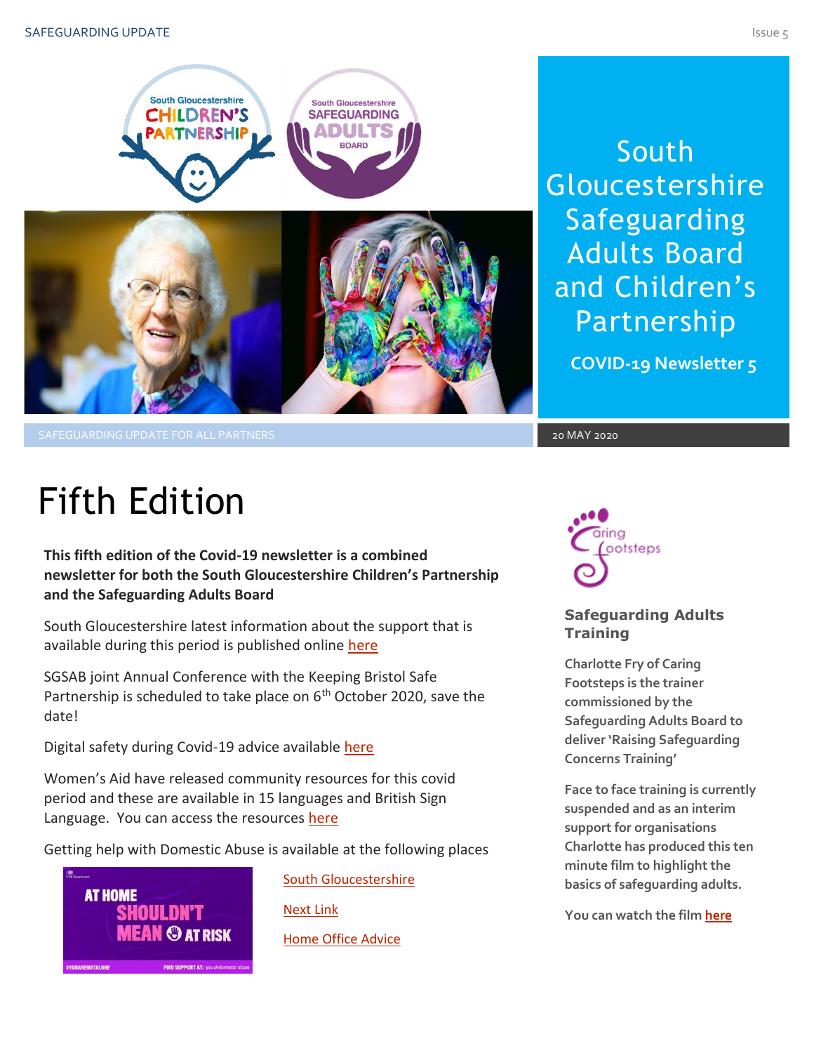# South Gloucestershire Safeguarding Adults Board and Children's Partnership

**COVID-19 Newsletter 5**

SAFEGUARDING UPDATE FOR ALL PARTNERS

20 MAY 2020

## Fifth Edition

**This fifth edition of the Covid-19 newsletter is a combined newsletter for both the South Gloucestershire Children's Partnership and the Safeguarding Adults Board**

South Gloucestershire latest information about the support that is available during this period is published online here

SGSAB joint Annual Conference with the Keeping Bristol Safe Partnership is scheduled to take place on 6th October 2020, save the date!

Digital safety during Covid-19 advice available here

Women's Aid have released community resources for this covid period and these are available in 15 languages and British Sign Language. You can access the resources here

Getting help with Domestic Abuse is available at the following places

AT HOME SHOULDN'T MEAN AT RISK

South Gloucestershire

Next Link

Home Office Advice

### Safeguarding Adults Training

Charlotte Fry of Caring Footsteps is the trainer commissioned by the Safeguarding Adults Board to deliver 'Raising Safeguarding Concerns Training'

Face to face training is currently suspended and as an interim support for organisations Charlotte has produced this ten minute film to highlight the basics of safeguarding adults.

You can watch the film **here**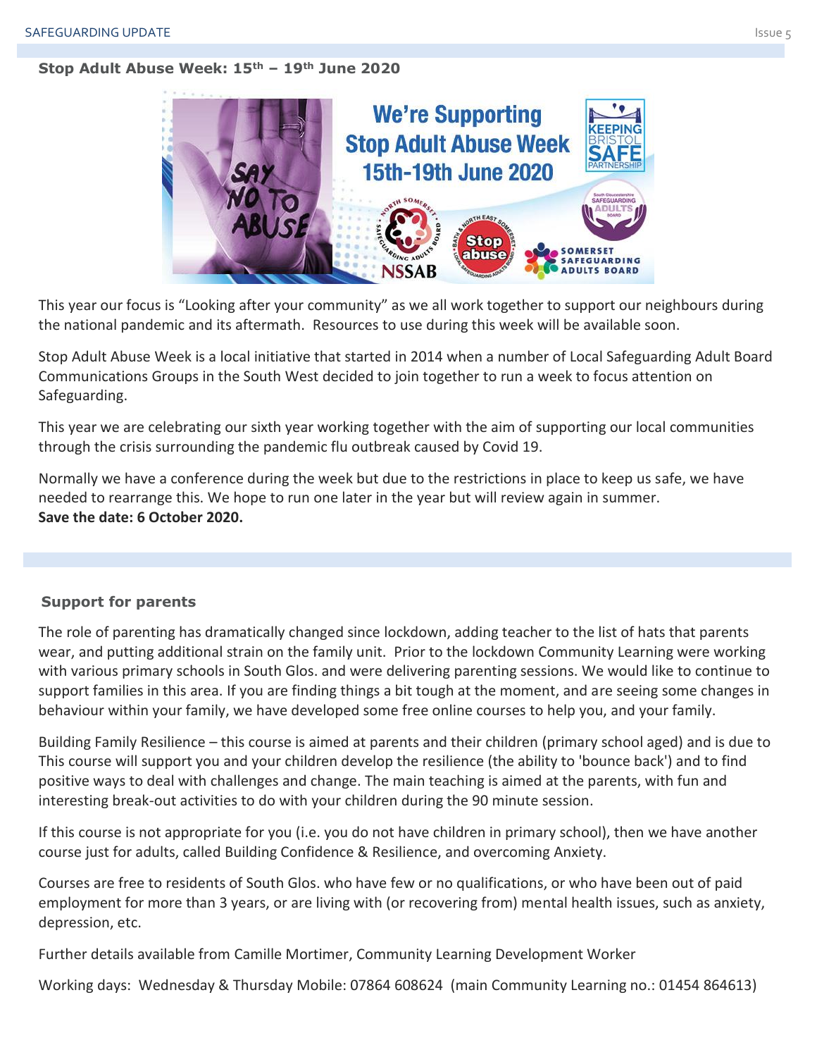## Stop Adult Abuse Week: 15th – 19th June 2020

This year our focus is "Looking after your community" as we all work together to support our neighbours during the national pandemic and its aftermath. Resources to use during this week will be available soon.

Stop Adult Abuse Week is a local initiative that started in 2014 when a number of Local Safeguarding Adult Board Communications Groups in the South West decided to join together to run a week to focus attention on Safeguarding.

This year we are celebrating our sixth year working together with the aim of supporting our local communities through the crisis surrounding the pandemic flu outbreak caused by Covid 19.

Normally we have a conference during the week but due to the restrictions in place to keep us safe, we have needed to rearrange this. We hope to run one later in the year but will review again in summer.
**Save the date: 6 October 2020.**

## Support for parents

The role of parenting has dramatically changed since lockdown, adding teacher to the list of hats that parents wear, and putting additional strain on the family unit. Prior to the lockdown Community Learning were working with various primary schools in South Glos. and were delivering parenting sessions. We would like to continue to support families in this area. If you are finding things a bit tough at the moment, and are seeing some changes in behaviour within your family, we have developed some free online courses to help you, and your family.

Building Family Resilience – this course is aimed at parents and their children (primary school aged) and is due to This course will support you and your children develop the resilience (the ability to 'bounce back') and to find positive ways to deal with challenges and change. The main teaching is aimed at the parents, with fun and interesting break-out activities to do with your children during the 90 minute session.

If this course is not appropriate for you (i.e. you do not have children in primary school), then we have another course just for adults, called Building Confidence & Resilience, and overcoming Anxiety.

Courses are free to residents of South Glos. who have few or no qualifications, or who have been out of paid employment for more than 3 years, or are living with (or recovering from) mental health issues, such as anxiety, depression, etc.

Further details available from Camille Mortimer, Community Learning Development Worker

Working days: Wednesday & Thursday Mobile: 07864 608624 (main Community Learning no.: 01454 864613)